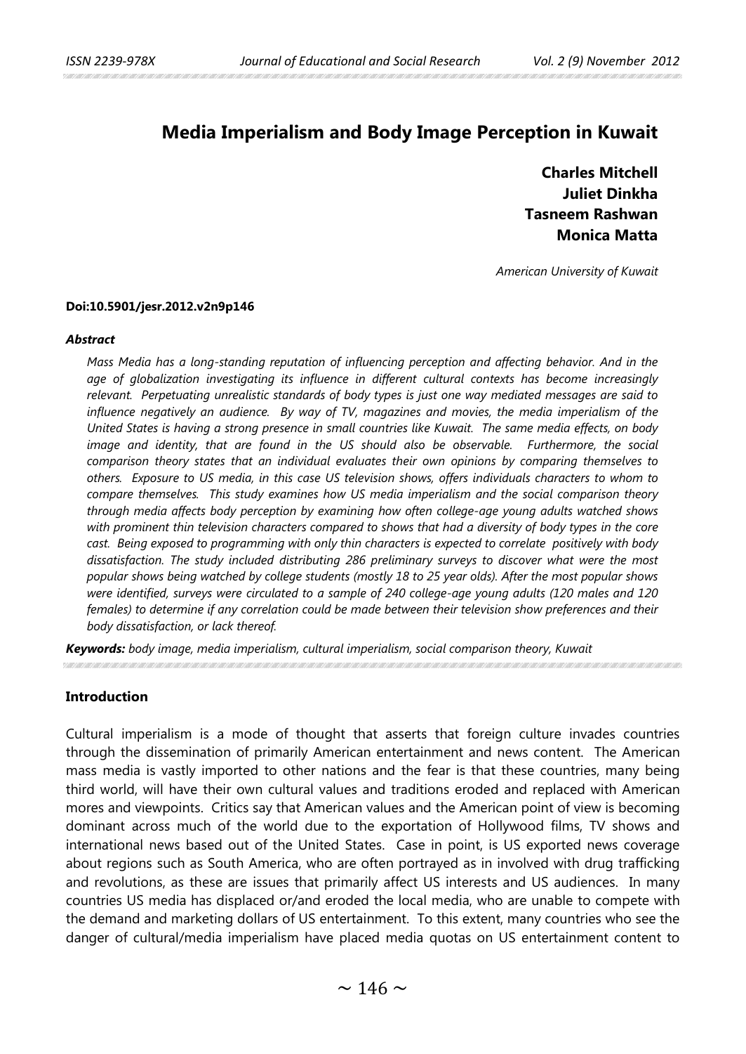# Media Imperialism and Body Image Perception in Kuwait

**Charles Mitchell**
**Juliet Dinkha**
**Tasneem Rashwan**
**Monica Matta**

*American University of Kuwait*

**Doi:10.5901/jesr.2012.v2n9p146**

***Abstract***

*Mass Media has a long-standing reputation of influencing perception and affecting behavior. And in the age of globalization investigating its influence in different cultural contexts has become increasingly relevant. Perpetuating unrealistic standards of body types is just one way mediated messages are said to influence negatively an audience. By way of TV, magazines and movies, the media imperialism of the United States is having a strong presence in small countries like Kuwait. The same media effects, on body image and identity, that are found in the US should also be observable. Furthermore, the social comparison theory states that an individual evaluates their own opinions by comparing themselves to others. Exposure to US media, in this case US television shows, offers individuals characters to whom to compare themselves. This study examines how US media imperialism and the social comparison theory through media affects body perception by examining how often college-age young adults watched shows with prominent thin television characters compared to shows that had a diversity of body types in the core cast. Being exposed to programming with only thin characters is expected to correlate positively with body dissatisfaction. The study included distributing 286 preliminary surveys to discover what were the most popular shows being watched by college students (mostly 18 to 25 year olds). After the most popular shows were identified, surveys were circulated to a sample of 240 college-age young adults (120 males and 120 females) to determine if any correlation could be made between their television show preferences and their body dissatisfaction, or lack thereof.*

***Keywords:*** *body image, media imperialism, cultural imperialism, social comparison theory, Kuwait*

## Introduction

Cultural imperialism is a mode of thought that asserts that foreign culture invades countries through the dissemination of primarily American entertainment and news content. The American mass media is vastly imported to other nations and the fear is that these countries, many being third world, will have their own cultural values and traditions eroded and replaced with American mores and viewpoints. Critics say that American values and the American point of view is becoming dominant across much of the world due to the exportation of Hollywood films, TV shows and international news based out of the United States. Case in point, is US exported news coverage about regions such as South America, who are often portrayed as in involved with drug trafficking and revolutions, as these are issues that primarily affect US interests and US audiences. In many countries US media has displaced or/and eroded the local media, who are unable to compete with the demand and marketing dollars of US entertainment. To this extent, many countries who see the danger of cultural/media imperialism have placed media quotas on US entertainment content to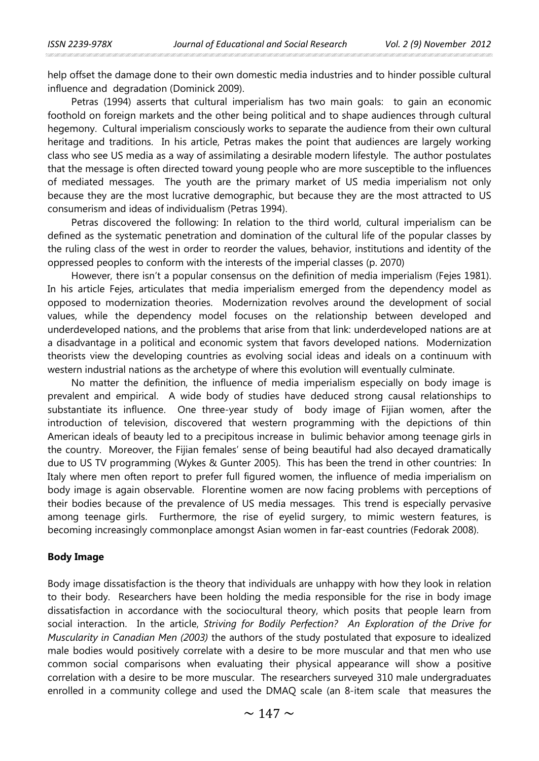help offset the damage done to their own domestic media industries and to hinder possible cultural influence and degradation (Dominick 2009).

Petras (1994) asserts that cultural imperialism has two main goals: to gain an economic foothold on foreign markets and the other being political and to shape audiences through cultural hegemony. Cultural imperialism consciously works to separate the audience from their own cultural heritage and traditions. In his article, Petras makes the point that audiences are largely working class who see US media as a way of assimilating a desirable modern lifestyle. The author postulates that the message is often directed toward young people who are more susceptible to the influences of mediated messages. The youth are the primary market of US media imperialism not only because they are the most lucrative demographic, but because they are the most attracted to US consumerism and ideas of individualism (Petras 1994).

Petras discovered the following: In relation to the third world, cultural imperialism can be defined as the systematic penetration and domination of the cultural life of the popular classes by the ruling class of the west in order to reorder the values, behavior, institutions and identity of the oppressed peoples to conform with the interests of the imperial classes (p. 2070)

However, there isn't a popular consensus on the definition of media imperialism (Fejes 1981). In his article Fejes, articulates that media imperialism emerged from the dependency model as opposed to modernization theories. Modernization revolves around the development of social values, while the dependency model focuses on the relationship between developed and underdeveloped nations, and the problems that arise from that link: underdeveloped nations are at a disadvantage in a political and economic system that favors developed nations. Modernization theorists view the developing countries as evolving social ideas and ideals on a continuum with western industrial nations as the archetype of where this evolution will eventually culminate.

No matter the definition, the influence of media imperialism especially on body image is prevalent and empirical. A wide body of studies have deduced strong causal relationships to substantiate its influence. One three-year study of body image of Fijian women, after the introduction of television, discovered that western programming with the depictions of thin American ideals of beauty led to a precipitous increase in bulimic behavior among teenage girls in the country. Moreover, the Fijian females' sense of being beautiful had also decayed dramatically due to US TV programming (Wykes & Gunter 2005). This has been the trend in other countries: In Italy where men often report to prefer full figured women, the influence of media imperialism on body image is again observable. Florentine women are now facing problems with perceptions of their bodies because of the prevalence of US media messages. This trend is especially pervasive among teenage girls. Furthermore, the rise of eyelid surgery, to mimic western features, is becoming increasingly commonplace amongst Asian women in far-east countries (Fedorak 2008).

**Body Image**

Body image dissatisfaction is the theory that individuals are unhappy with how they look in relation to their body. Researchers have been holding the media responsible for the rise in body image dissatisfaction in accordance with the sociocultural theory, which posits that people learn from social interaction. In the article, *Striving for Bodily Perfection? An Exploration of the Drive for Muscularity in Canadian Men (2003)* the authors of the study postulated that exposure to idealized male bodies would positively correlate with a desire to be more muscular and that men who use common social comparisons when evaluating their physical appearance will show a positive correlation with a desire to be more muscular. The researchers surveyed 310 male undergraduates enrolled in a community college and used the DMAQ scale (an 8-item scale that measures the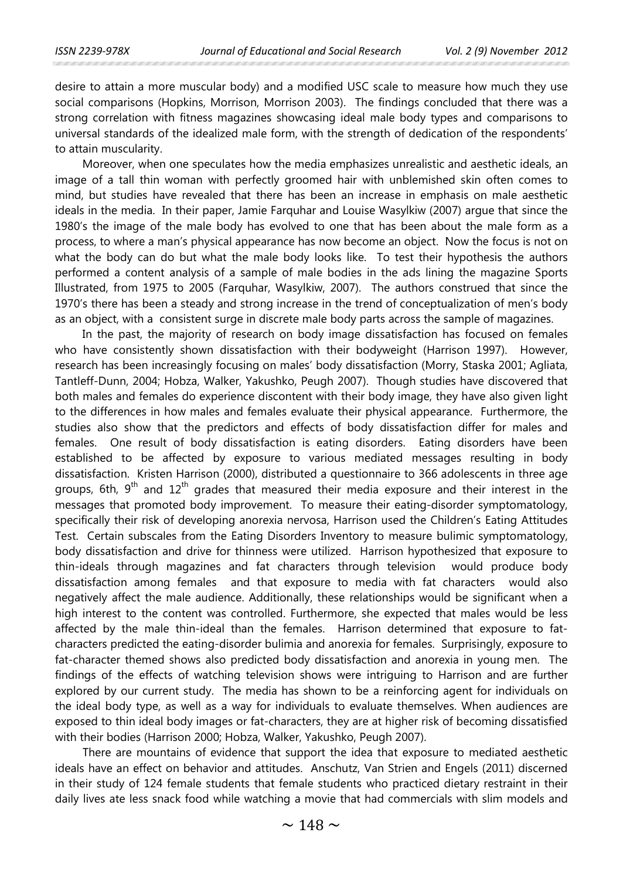desire to attain a more muscular body) and a modified USC scale to measure how much they use social comparisons (Hopkins, Morrison, Morrison 2003). The findings concluded that there was a strong correlation with fitness magazines showcasing ideal male body types and comparisons to universal standards of the idealized male form, with the strength of dedication of the respondents' to attain muscularity.

Moreover, when one speculates how the media emphasizes unrealistic and aesthetic ideals, an image of a tall thin woman with perfectly groomed hair with unblemished skin often comes to mind, but studies have revealed that there has been an increase in emphasis on male aesthetic ideals in the media. In their paper, Jamie Farquhar and Louise Wasylkiw (2007) argue that since the 1980's the image of the male body has evolved to one that has been about the male form as a process, to where a man's physical appearance has now become an object. Now the focus is not on what the body can do but what the male body looks like. To test their hypothesis the authors performed a content analysis of a sample of male bodies in the ads lining the magazine Sports Illustrated, from 1975 to 2005 (Farquhar, Wasylkiw, 2007). The authors construed that since the 1970's there has been a steady and strong increase in the trend of conceptualization of men's body as an object, with a consistent surge in discrete male body parts across the sample of magazines.

In the past, the majority of research on body image dissatisfaction has focused on females who have consistently shown dissatisfaction with their bodyweight (Harrison 1997). However, research has been increasingly focusing on males' body dissatisfaction (Morry, Staska 2001; Agliata, Tantleff-Dunn, 2004; Hobza, Walker, Yakushko, Peugh 2007). Though studies have discovered that both males and females do experience discontent with their body image, they have also given light to the differences in how males and females evaluate their physical appearance. Furthermore, the studies also show that the predictors and effects of body dissatisfaction differ for males and females. One result of body dissatisfaction is eating disorders. Eating disorders have been established to be affected by exposure to various mediated messages resulting in body dissatisfaction. Kristen Harrison (2000), distributed a questionnaire to 366 adolescents in three age groups, 6th, 9th and 12th grades that measured their media exposure and their interest in the messages that promoted body improvement. To measure their eating-disorder symptomatology, specifically their risk of developing anorexia nervosa, Harrison used the Children's Eating Attitudes Test. Certain subscales from the Eating Disorders Inventory to measure bulimic symptomatology, body dissatisfaction and drive for thinness were utilized. Harrison hypothesized that exposure to thin-ideals through magazines and fat characters through television would produce body dissatisfaction among females and that exposure to media with fat characters would also negatively affect the male audience. Additionally, these relationships would be significant when a high interest to the content was controlled. Furthermore, she expected that males would be less affected by the male thin-ideal than the females. Harrison determined that exposure to fat-characters predicted the eating-disorder bulimia and anorexia for females. Surprisingly, exposure to fat-character themed shows also predicted body dissatisfaction and anorexia in young men. The findings of the effects of watching television shows were intriguing to Harrison and are further explored by our current study. The media has shown to be a reinforcing agent for individuals on the ideal body type, as well as a way for individuals to evaluate themselves. When audiences are exposed to thin ideal body images or fat-characters, they are at higher risk of becoming dissatisfied with their bodies (Harrison 2000; Hobza, Walker, Yakushko, Peugh 2007).

There are mountains of evidence that support the idea that exposure to mediated aesthetic ideals have an effect on behavior and attitudes. Anschutz, Van Strien and Engels (2011) discerned in their study of 124 female students that female students who practiced dietary restraint in their daily lives ate less snack food while watching a movie that had commercials with slim models and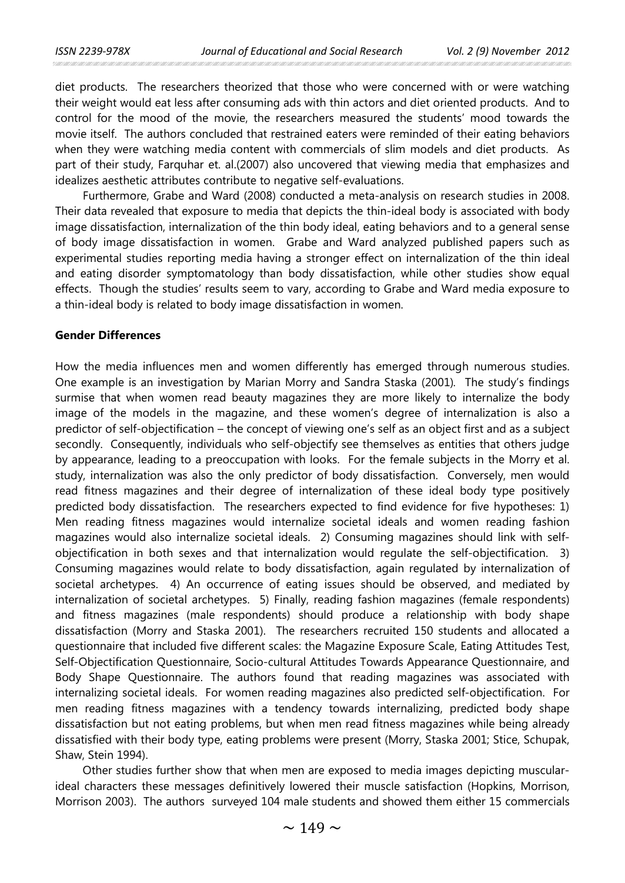diet products. The researchers theorized that those who were concerned with or were watching their weight would eat less after consuming ads with thin actors and diet oriented products. And to control for the mood of the movie, the researchers measured the students' mood towards the movie itself. The authors concluded that restrained eaters were reminded of their eating behaviors when they were watching media content with commercials of slim models and diet products. As part of their study, Farquhar et. al.(2007) also uncovered that viewing media that emphasizes and idealizes aesthetic attributes contribute to negative self-evaluations.

Furthermore, Grabe and Ward (2008) conducted a meta-analysis on research studies in 2008. Their data revealed that exposure to media that depicts the thin-ideal body is associated with body image dissatisfaction, internalization of the thin body ideal, eating behaviors and to a general sense of body image dissatisfaction in women. Grabe and Ward analyzed published papers such as experimental studies reporting media having a stronger effect on internalization of the thin ideal and eating disorder symptomatology than body dissatisfaction, while other studies show equal effects. Though the studies' results seem to vary, according to Grabe and Ward media exposure to a thin-ideal body is related to body image dissatisfaction in women.

**Gender Differences**

How the media influences men and women differently has emerged through numerous studies. One example is an investigation by Marian Morry and Sandra Staska (2001). The study's findings surmise that when women read beauty magazines they are more likely to internalize the body image of the models in the magazine, and these women's degree of internalization is also a predictor of self-objectification – the concept of viewing one's self as an object first and as a subject secondly. Consequently, individuals who self-objectify see themselves as entities that others judge by appearance, leading to a preoccupation with looks. For the female subjects in the Morry et al. study, internalization was also the only predictor of body dissatisfaction. Conversely, men would read fitness magazines and their degree of internalization of these ideal body type positively predicted body dissatisfaction. The researchers expected to find evidence for five hypotheses: 1) Men reading fitness magazines would internalize societal ideals and women reading fashion magazines would also internalize societal ideals. 2) Consuming magazines should link with self-objectification in both sexes and that internalization would regulate the self-objectification. 3) Consuming magazines would relate to body dissatisfaction, again regulated by internalization of societal archetypes. 4) An occurrence of eating issues should be observed, and mediated by internalization of societal archetypes. 5) Finally, reading fashion magazines (female respondents) and fitness magazines (male respondents) should produce a relationship with body shape dissatisfaction (Morry and Staska 2001). The researchers recruited 150 students and allocated a questionnaire that included five different scales: the Magazine Exposure Scale, Eating Attitudes Test, Self-Objectification Questionnaire, Socio-cultural Attitudes Towards Appearance Questionnaire, and Body Shape Questionnaire. The authors found that reading magazines was associated with internalizing societal ideals. For women reading magazines also predicted self-objectification. For men reading fitness magazines with a tendency towards internalizing, predicted body shape dissatisfaction but not eating problems, but when men read fitness magazines while being already dissatisfied with their body type, eating problems were present (Morry, Staska 2001; Stice, Schupak, Shaw, Stein 1994).

Other studies further show that when men are exposed to media images depicting muscular-ideal characters these messages definitively lowered their muscle satisfaction (Hopkins, Morrison, Morrison 2003). The authors surveyed 104 male students and showed them either 15 commercials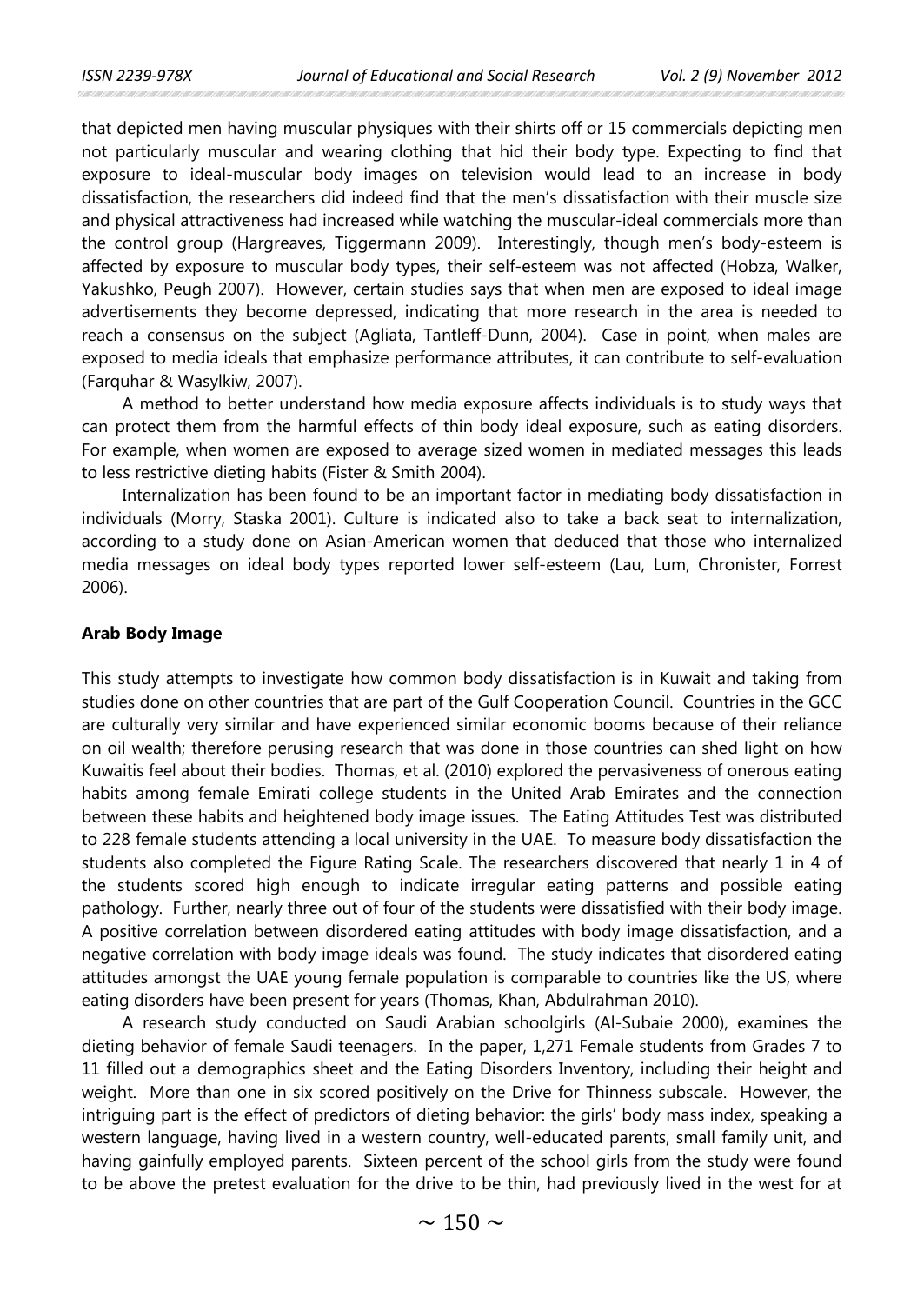that depicted men having muscular physiques with their shirts off or 15 commercials depicting men not particularly muscular and wearing clothing that hid their body type. Expecting to find that exposure to ideal-muscular body images on television would lead to an increase in body dissatisfaction, the researchers did indeed find that the men's dissatisfaction with their muscle size and physical attractiveness had increased while watching the muscular-ideal commercials more than the control group (Hargreaves, Tiggermann 2009). Interestingly, though men's body-esteem is affected by exposure to muscular body types, their self-esteem was not affected (Hobza, Walker, Yakushko, Peugh 2007). However, certain studies says that when men are exposed to ideal image advertisements they become depressed, indicating that more research in the area is needed to reach a consensus on the subject (Agliata, Tantleff-Dunn, 2004). Case in point, when males are exposed to media ideals that emphasize performance attributes, it can contribute to self-evaluation (Farquhar & Wasylkiw, 2007).

A method to better understand how media exposure affects individuals is to study ways that can protect them from the harmful effects of thin body ideal exposure, such as eating disorders. For example, when women are exposed to average sized women in mediated messages this leads to less restrictive dieting habits (Fister & Smith 2004).

Internalization has been found to be an important factor in mediating body dissatisfaction in individuals (Morry, Staska 2001). Culture is indicated also to take a back seat to internalization, according to a study done on Asian-American women that deduced that those who internalized media messages on ideal body types reported lower self-esteem (Lau, Lum, Chronister, Forrest 2006).

## Arab Body Image

This study attempts to investigate how common body dissatisfaction is in Kuwait and taking from studies done on other countries that are part of the Gulf Cooperation Council. Countries in the GCC are culturally very similar and have experienced similar economic booms because of their reliance on oil wealth; therefore perusing research that was done in those countries can shed light on how Kuwaitis feel about their bodies. Thomas, et al. (2010) explored the pervasiveness of onerous eating habits among female Emirati college students in the United Arab Emirates and the connection between these habits and heightened body image issues. The Eating Attitudes Test was distributed to 228 female students attending a local university in the UAE. To measure body dissatisfaction the students also completed the Figure Rating Scale. The researchers discovered that nearly 1 in 4 of the students scored high enough to indicate irregular eating patterns and possible eating pathology. Further, nearly three out of four of the students were dissatisfied with their body image. A positive correlation between disordered eating attitudes with body image dissatisfaction, and a negative correlation with body image ideals was found. The study indicates that disordered eating attitudes amongst the UAE young female population is comparable to countries like the US, where eating disorders have been present for years (Thomas, Khan, Abdulrahman 2010).

A research study conducted on Saudi Arabian schoolgirls (Al-Subaie 2000), examines the dieting behavior of female Saudi teenagers. In the paper, 1,271 Female students from Grades 7 to 11 filled out a demographics sheet and the Eating Disorders Inventory, including their height and weight. More than one in six scored positively on the Drive for Thinness subscale. However, the intriguing part is the effect of predictors of dieting behavior: the girls' body mass index, speaking a western language, having lived in a western country, well-educated parents, small family unit, and having gainfully employed parents. Sixteen percent of the school girls from the study were found to be above the pretest evaluation for the drive to be thin, had previously lived in the west for at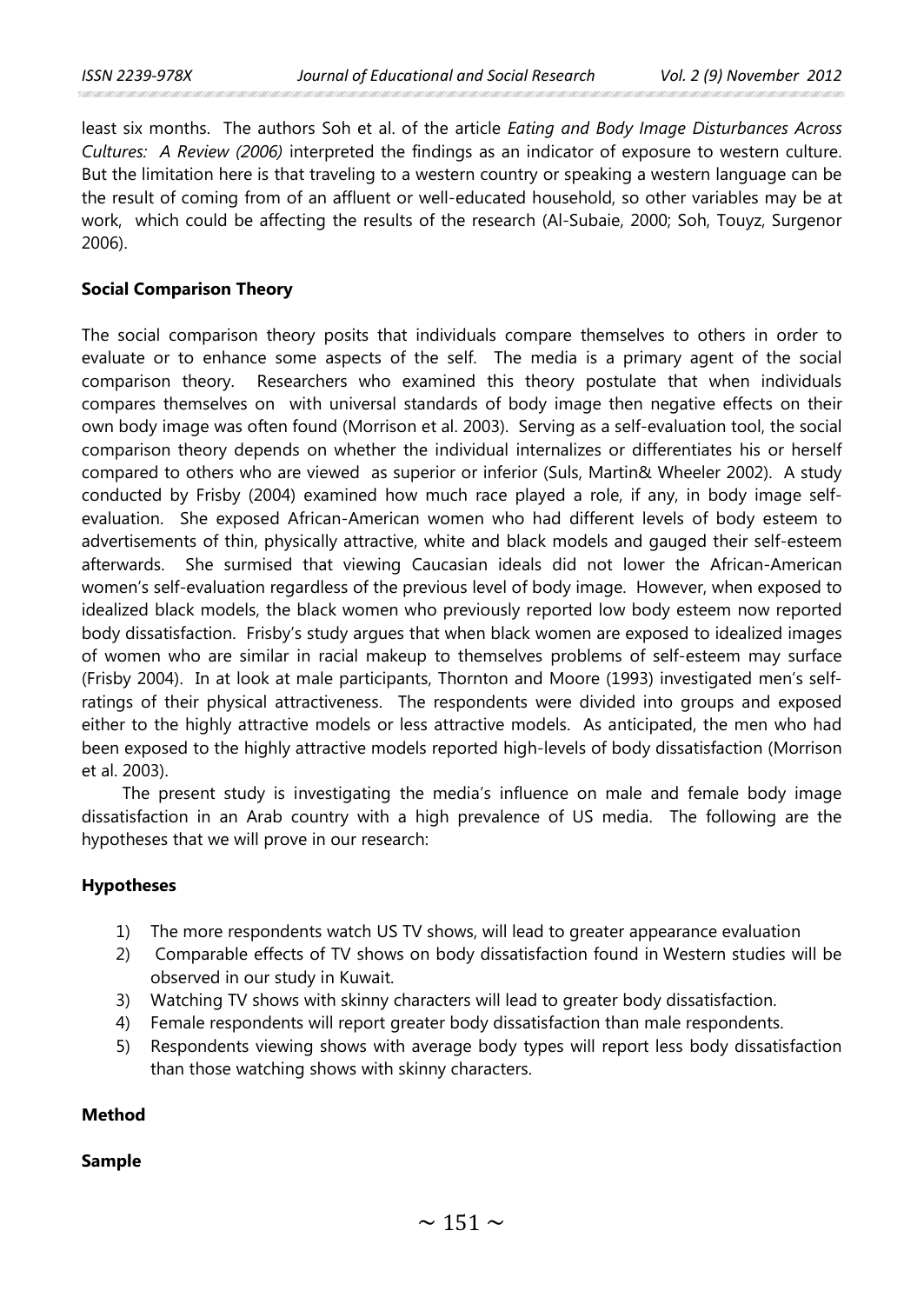least six months. The authors Soh et al. of the article *Eating and Body Image Disturbances Across Cultures: A Review (2006)* interpreted the findings as an indicator of exposure to western culture. But the limitation here is that traveling to a western country or speaking a western language can be the result of coming from of an affluent or well-educated household, so other variables may be at work, which could be affecting the results of the research (Al-Subaie, 2000; Soh, Touyz, Surgenor 2006).

**Social Comparison Theory**

The social comparison theory posits that individuals compare themselves to others in order to evaluate or to enhance some aspects of the self. The media is a primary agent of the social comparison theory. Researchers who examined this theory postulate that when individuals compares themselves on with universal standards of body image then negative effects on their own body image was often found (Morrison et al. 2003). Serving as a self-evaluation tool, the social comparison theory depends on whether the individual internalizes or differentiates his or herself compared to others who are viewed as superior or inferior (Suls, Martin& Wheeler 2002). A study conducted by Frisby (2004) examined how much race played a role, if any, in body image self-evaluation. She exposed African-American women who had different levels of body esteem to advertisements of thin, physically attractive, white and black models and gauged their self-esteem afterwards. She surmised that viewing Caucasian ideals did not lower the African-American women's self-evaluation regardless of the previous level of body image. However, when exposed to idealized black models, the black women who previously reported low body esteem now reported body dissatisfaction. Frisby's study argues that when black women are exposed to idealized images of women who are similar in racial makeup to themselves problems of self-esteem may surface (Frisby 2004). In at look at male participants, Thornton and Moore (1993) investigated men's self-ratings of their physical attractiveness. The respondents were divided into groups and exposed either to the highly attractive models or less attractive models. As anticipated, the men who had been exposed to the highly attractive models reported high-levels of body dissatisfaction (Morrison et al. 2003).

The present study is investigating the media's influence on male and female body image dissatisfaction in an Arab country with a high prevalence of US media. The following are the hypotheses that we will prove in our research:

**Hypotheses**

1) The more respondents watch US TV shows, will lead to greater appearance evaluation
2) Comparable effects of TV shows on body dissatisfaction found in Western studies will be observed in our study in Kuwait.
3) Watching TV shows with skinny characters will lead to greater body dissatisfaction.
4) Female respondents will report greater body dissatisfaction than male respondents.
5) Respondents viewing shows with average body types will report less body dissatisfaction than those watching shows with skinny characters.

**Method**

**Sample**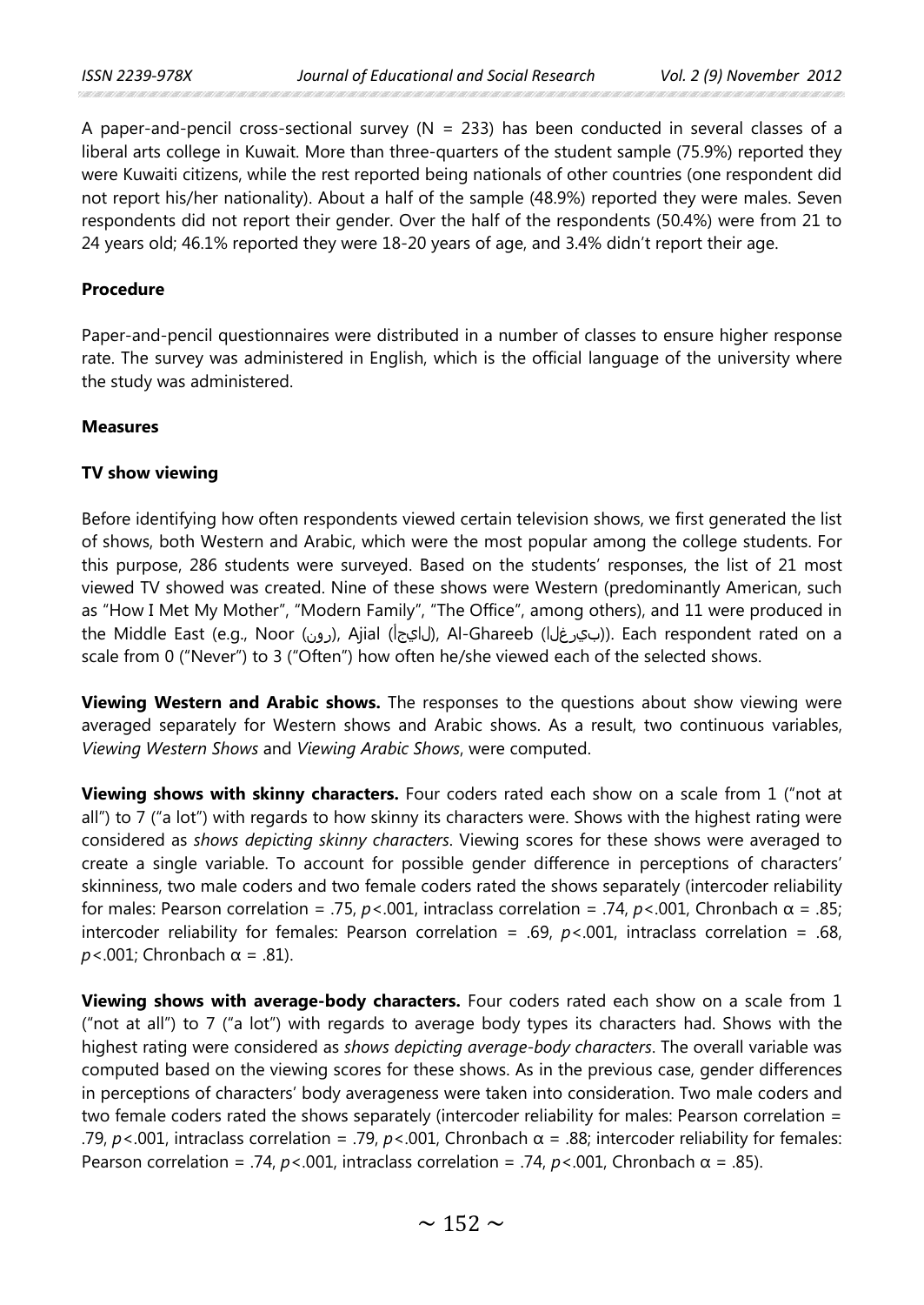A paper-and-pencil cross-sectional survey (N = 233) has been conducted in several classes of a liberal arts college in Kuwait. More than three-quarters of the student sample (75.9%) reported they were Kuwaiti citizens, while the rest reported being nationals of other countries (one respondent did not report his/her nationality). About a half of the sample (48.9%) reported they were males. Seven respondents did not report their gender. Over the half of the respondents (50.4%) were from 21 to 24 years old; 46.1% reported they were 18-20 years of age, and 3.4% didn't report their age.

### Procedure

Paper-and-pencil questionnaires were distributed in a number of classes to ensure higher response rate. The survey was administered in English, which is the official language of the university where the study was administered.

### Measures

#### TV show viewing

Before identifying how often respondents viewed certain television shows, we first generated the list of shows, both Western and Arabic, which were the most popular among the college students. For this purpose, 286 students were surveyed. Based on the students' responses, the list of 21 most viewed TV showed was created. Nine of these shows were Western (predominantly American, such as "How I Met My Mother", "Modern Family", "The Office", among others), and 11 were produced in the Middle East (e.g., Noor (نور), Ajial (أجيال), Al-Ghareeb (الغريب)). Each respondent rated on a scale from 0 ("Never") to 3 ("Often") how often he/she viewed each of the selected shows.

**Viewing Western and Arabic shows.** The responses to the questions about show viewing were averaged separately for Western shows and Arabic shows. As a result, two continuous variables, *Viewing Western Shows* and *Viewing Arabic Shows*, were computed.

**Viewing shows with skinny characters.** Four coders rated each show on a scale from 1 ("not at all") to 7 ("a lot") with regards to how skinny its characters were. Shows with the highest rating were considered as *shows depicting skinny characters*. Viewing scores for these shows were averaged to create a single variable. To account for possible gender difference in perceptions of characters' skinniness, two male coders and two female coders rated the shows separately (intercoder reliability for males: Pearson correlation = .75, $p<.001$, intraclass correlation = .74, $p<.001$, Chronbach $\alpha$ = .85; intercoder reliability for females: Pearson correlation = .69, $p<.001$, intraclass correlation = .68, $p<.001$; Chronbach $\alpha$ = .81).

**Viewing shows with average-body characters.** Four coders rated each show on a scale from 1 ("not at all") to 7 ("a lot") with regards to average body types its characters had. Shows with the highest rating were considered as *shows depicting average-body characters*. The overall variable was computed based on the viewing scores for these shows. As in the previous case, gender differences in perceptions of characters' body averageness were taken into consideration. Two male coders and two female coders rated the shows separately (intercoder reliability for males: Pearson correlation = .79, $p<.001$, intraclass correlation = .79, $p<.001$, Chronbach $\alpha$ = .88; intercoder reliability for females: Pearson correlation = .74, $p<.001$, intraclass correlation = .74, $p<.001$, Chronbach $\alpha$ = .85).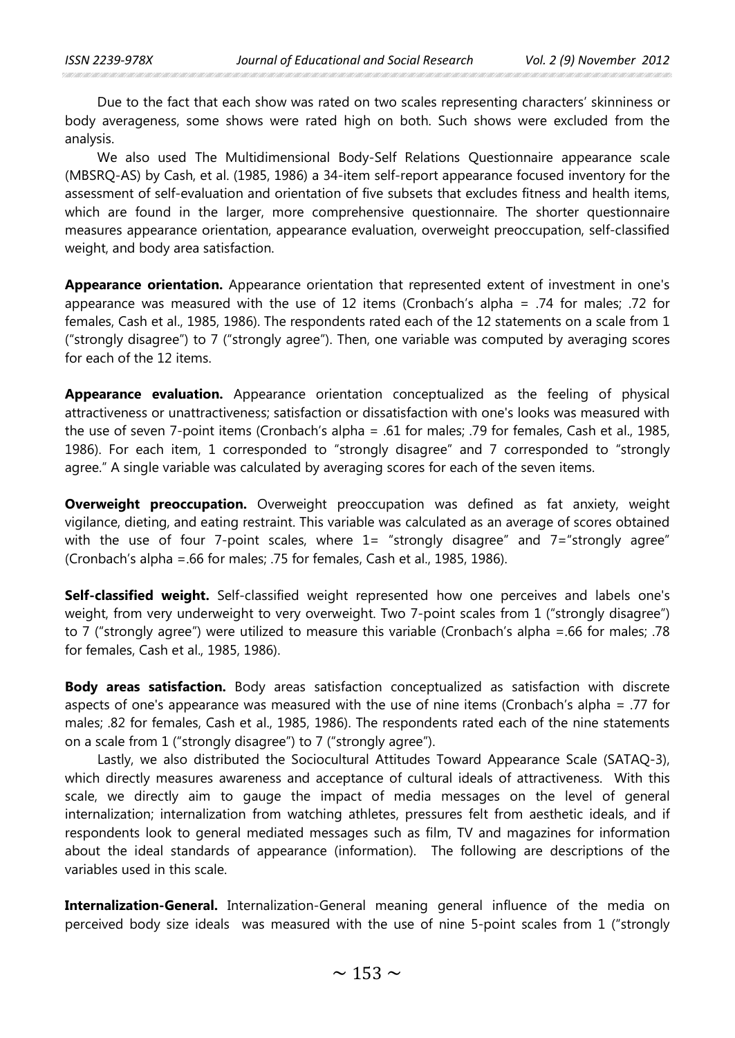Due to the fact that each show was rated on two scales representing characters' skinniness or body averageness, some shows were rated high on both. Such shows were excluded from the analysis.

We also used The Multidimensional Body-Self Relations Questionnaire appearance scale (MBSRQ-AS) by Cash, et al. (1985, 1986) a 34-item self-report appearance focused inventory for the assessment of self-evaluation and orientation of five subsets that excludes fitness and health items, which are found in the larger, more comprehensive questionnaire. The shorter questionnaire measures appearance orientation, appearance evaluation, overweight preoccupation, self-classified weight, and body area satisfaction.

**Appearance orientation.** Appearance orientation that represented extent of investment in one's appearance was measured with the use of 12 items (Cronbach's alpha = .74 for males; .72 for females, Cash et al., 1985, 1986). The respondents rated each of the 12 statements on a scale from 1 ("strongly disagree") to 7 ("strongly agree"). Then, one variable was computed by averaging scores for each of the 12 items.

**Appearance evaluation.** Appearance orientation conceptualized as the feeling of physical attractiveness or unattractiveness; satisfaction or dissatisfaction with one's looks was measured with the use of seven 7-point items (Cronbach's alpha = .61 for males; .79 for females, Cash et al., 1985, 1986). For each item, 1 corresponded to "strongly disagree" and 7 corresponded to "strongly agree." A single variable was calculated by averaging scores for each of the seven items.

**Overweight preoccupation.** Overweight preoccupation was defined as fat anxiety, weight vigilance, dieting, and eating restraint. This variable was calculated as an average of scores obtained with the use of four 7-point scales, where 1= "strongly disagree" and 7="strongly agree" (Cronbach's alpha =.66 for males; .75 for females, Cash et al., 1985, 1986).

**Self-classified weight.** Self-classified weight represented how one perceives and labels one's weight, from very underweight to very overweight. Two 7-point scales from 1 ("strongly disagree") to 7 ("strongly agree") were utilized to measure this variable (Cronbach's alpha =.66 for males; .78 for females, Cash et al., 1985, 1986).

**Body areas satisfaction.** Body areas satisfaction conceptualized as satisfaction with discrete aspects of one's appearance was measured with the use of nine items (Cronbach's alpha = .77 for males; .82 for females, Cash et al., 1985, 1986). The respondents rated each of the nine statements on a scale from 1 ("strongly disagree") to 7 ("strongly agree").

Lastly, we also distributed the Sociocultural Attitudes Toward Appearance Scale (SATAQ-3), which directly measures awareness and acceptance of cultural ideals of attractiveness. With this scale, we directly aim to gauge the impact of media messages on the level of general internalization; internalization from watching athletes, pressures felt from aesthetic ideals, and if respondents look to general mediated messages such as film, TV and magazines for information about the ideal standards of appearance (information). The following are descriptions of the variables used in this scale.

**Internalization-General.** Internalization-General meaning general influence of the media on perceived body size ideals was measured with the use of nine 5-point scales from 1 ("strongly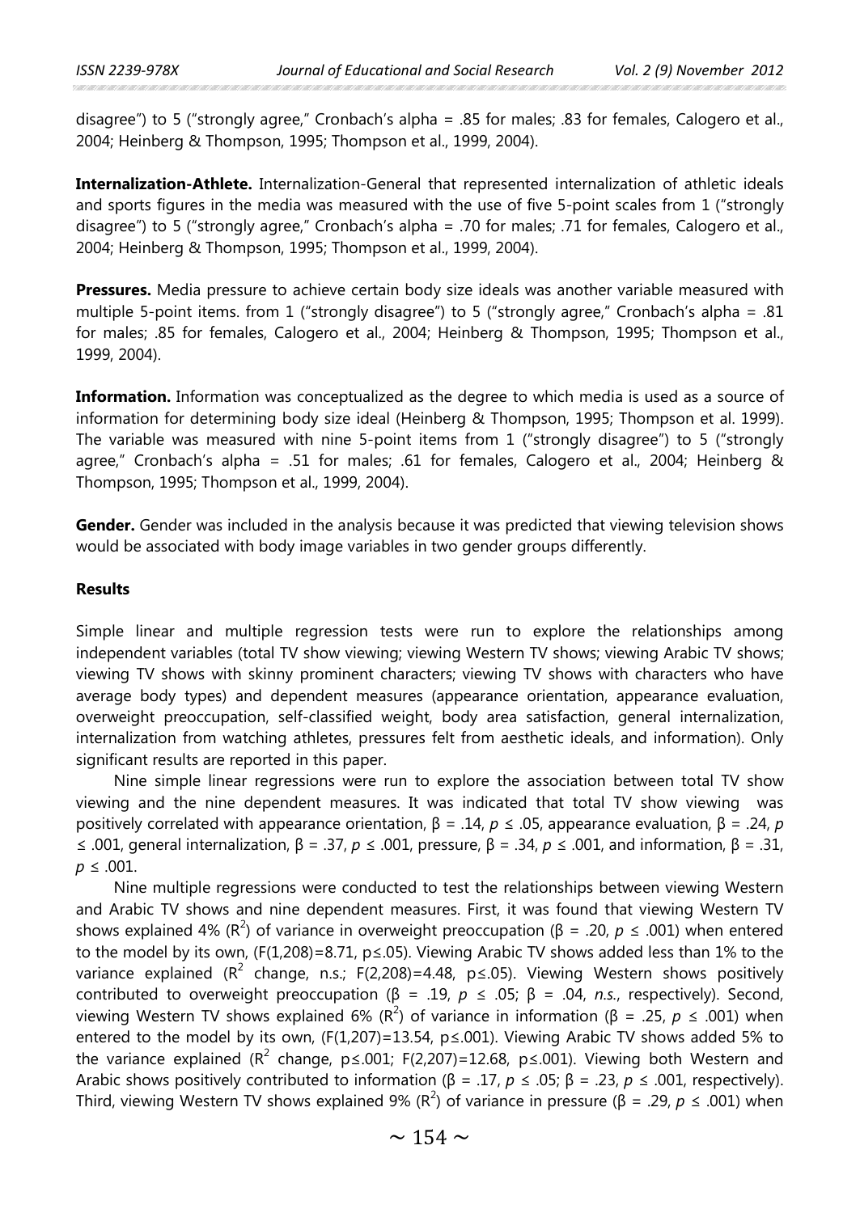disagree") to 5 ("strongly agree," Cronbach's alpha = .85 for males; .83 for females, Calogero et al., 2004; Heinberg & Thompson, 1995; Thompson et al., 1999, 2004).

**Internalization-Athlete.** Internalization-General that represented internalization of athletic ideals and sports figures in the media was measured with the use of five 5-point scales from 1 ("strongly disagree") to 5 ("strongly agree," Cronbach's alpha = .70 for males; .71 for females, Calogero et al., 2004; Heinberg & Thompson, 1995; Thompson et al., 1999, 2004).

**Pressures.** Media pressure to achieve certain body size ideals was another variable measured with multiple 5-point items. from 1 ("strongly disagree") to 5 ("strongly agree," Cronbach's alpha = .81 for males; .85 for females, Calogero et al., 2004; Heinberg & Thompson, 1995; Thompson et al., 1999, 2004).

**Information.** Information was conceptualized as the degree to which media is used as a source of information for determining body size ideal (Heinberg & Thompson, 1995; Thompson et al. 1999). The variable was measured with nine 5-point items from 1 ("strongly disagree") to 5 ("strongly agree," Cronbach's alpha = .51 for males; .61 for females, Calogero et al., 2004; Heinberg & Thompson, 1995; Thompson et al., 1999, 2004).

**Gender.** Gender was included in the analysis because it was predicted that viewing television shows would be associated with body image variables in two gender groups differently.

### Results

Simple linear and multiple regression tests were run to explore the relationships among independent variables (total TV show viewing; viewing Western TV shows; viewing Arabic TV shows; viewing TV shows with skinny prominent characters; viewing TV shows with characters who have average body types) and dependent measures (appearance orientation, appearance evaluation, overweight preoccupation, self-classified weight, body area satisfaction, general internalization, internalization from watching athletes, pressures felt from aesthetic ideals, and information). Only significant results are reported in this paper.

Nine simple linear regressions were run to explore the association between total TV show viewing and the nine dependent measures. It was indicated that total TV show viewing was positively correlated with appearance orientation, $\beta = .14$, $p \leq .05$, appearance evaluation, $\beta = .24$, $p \leq .001$, general internalization, $\beta = .37$, $p \leq .001$, pressure, $\beta = .34$, $p \leq .001$, and information, $\beta = .31$, $p \leq .001$.

Nine multiple regressions were conducted to test the relationships between viewing Western and Arabic TV shows and nine dependent measures. First, it was found that viewing Western TV shows explained 4% ($R^2$) of variance in overweight preoccupation ($\beta = .20$, $p \leq .001$) when entered to the model by its own, ($F(1,208)=8.71$, $p \leq .05$). Viewing Arabic TV shows added less than 1% to the variance explained ($R^2$ change, n.s.; $F(2,208)=4.48$, $p \leq .05$). Viewing Western shows positively contributed to overweight preoccupation ($\beta = .19$, $p \leq .05$; $\beta = .04$, *n.s.*, respectively). Second, viewing Western TV shows explained 6% ($R^2$) of variance in information ($\beta = .25$, $p \leq .001$) when entered to the model by its own, ($F(1,207)=13.54$, $p \leq .001$). Viewing Arabic TV shows added 5% to the variance explained ($R^2$ change, $p \leq .001$; $F(2,207)=12.68$, $p \leq .001$). Viewing both Western and Arabic shows positively contributed to information ($\beta = .17$, $p \leq .05$; $\beta = .23$, $p \leq .001$, respectively). Third, viewing Western TV shows explained 9% ($R^2$) of variance in pressure ($\beta = .29$, $p \leq .001$) when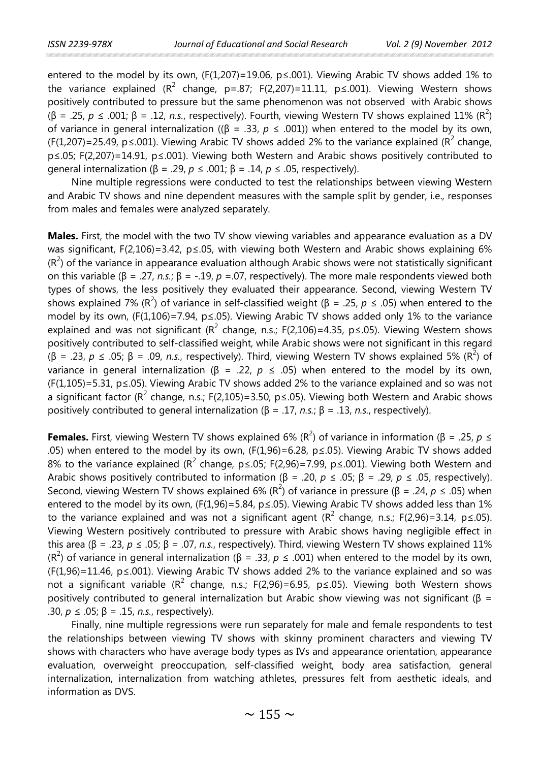entered to the model by its own, ($F(1,207)=19.06$, $p \leq .001$). Viewing Arabic TV shows added 1% to the variance explained ($R^2$ change, p=.87; $F(2,207)=11.11$, $p \leq .001$). Viewing Western shows positively contributed to pressure but the same phenomenon was not observed with Arabic shows ($\beta = .25$, $p \leq .001$; $\beta = .12$, *n.s.*, respectively). Fourth, viewing Western TV shows explained 11% ($R^2$) of variance in general internalization (($\beta = .33$, $p \leq .001$)) when entered to the model by its own, ($F(1,207)=25.49$, $p \leq .001$). Viewing Arabic TV shows added 2% to the variance explained ($R^2$ change, $p \leq .05$; $F(2,207)=14.91$, $p \leq .001$). Viewing both Western and Arabic shows positively contributed to general internalization ($\beta = .29$, $p \leq .001$; $\beta = .14$, $p \leq .05$, respectively).

Nine multiple regressions were conducted to test the relationships between viewing Western and Arabic TV shows and nine dependent measures with the sample split by gender, i.e., responses from males and females were analyzed separately.

**Males.** First, the model with the two TV show viewing variables and appearance evaluation as a DV was significant, $F(2,106)=3.42$, $p \leq .05$, with viewing both Western and Arabic shows explaining 6% ($R^2$) of the variance in appearance evaluation although Arabic shows were not statistically significant on this variable ($\beta = .27$, *n.s.*; $\beta = -.19$, $p = .07$, respectively). The more male respondents viewed both types of shows, the less positively they evaluated their appearance. Second, viewing Western TV shows explained 7% ($R^2$) of variance in self-classified weight ($\beta = .25$, $p \leq .05$) when entered to the model by its own, ($F(1,106)=7.94$, $p \leq .05$). Viewing Arabic TV shows added only 1% to the variance explained and was not significant ($R^2$ change, n.s.; $F(2,106)=4.35$, $p \leq .05$). Viewing Western shows positively contributed to self-classified weight, while Arabic shows were not significant in this regard ($\beta = .23$, $p \leq .05$; $\beta = .09$, *n.s.*, respectively). Third, viewing Western TV shows explained 5% ($R^2$) of variance in general internalization ($\beta = .22$, $p \leq .05$) when entered to the model by its own, ($F(1,105)=5.31$, $p \leq .05$). Viewing Arabic TV shows added 2% to the variance explained and so was not a significant factor ($R^2$ change, n.s.; $F(2,105)=3.50$, $p \leq .05$). Viewing both Western and Arabic shows positively contributed to general internalization ($\beta = .17$, *n.s.*; $\beta = .13$, *n.s.*, respectively).

**Females.** First, viewing Western TV shows explained 6% ($R^2$) of variance in information ($\beta = .25$, $p \leq .05$) when entered to the model by its own, ($F(1,96)=6.28$, $p \leq .05$). Viewing Arabic TV shows added 8% to the variance explained ($R^2$ change, $p \leq .05$; $F(2,96)=7.99$, $p \leq .001$). Viewing both Western and Arabic shows positively contributed to information ($\beta = .20$, $p \leq .05$; $\beta = .29$, $p \leq .05$, respectively). Second, viewing Western TV shows explained 6% ($R^2$) of variance in pressure ($\beta = .24$, $p \leq .05$) when entered to the model by its own, ($F(1,96)=5.84$, $p \leq .05$). Viewing Arabic TV shows added less than 1% to the variance explained and was not a significant agent ($R^2$ change, n.s.; $F(2,96)=3.14$, $p \leq .05$). Viewing Western positively contributed to pressure with Arabic shows having negligible effect in this area ($\beta = .23$, $p \leq .05$; $\beta = .07$, *n.s.*, respectively). Third, viewing Western TV shows explained 11% ($R^2$) of variance in general internalization ($\beta = .33$, $p \leq .001$) when entered to the model by its own, ($F(1,96)=11.46$, $p \leq .001$). Viewing Arabic TV shows added 2% to the variance explained and so was not a significant variable ($R^2$ change, n.s.; $F(2,96)=6.95$, $p \leq .05$). Viewing both Western shows positively contributed to general internalization but Arabic show viewing was not significant ($\beta = .30$, $p \leq .05$; $\beta = .15$, *n.s.*, respectively).

Finally, nine multiple regressions were run separately for male and female respondents to test the relationships between viewing TV shows with skinny prominent characters and viewing TV shows with characters who have average body types as IVs and appearance orientation, appearance evaluation, overweight preoccupation, self-classified weight, body area satisfaction, general internalization, internalization from watching athletes, pressures felt from aesthetic ideals, and information as DVS.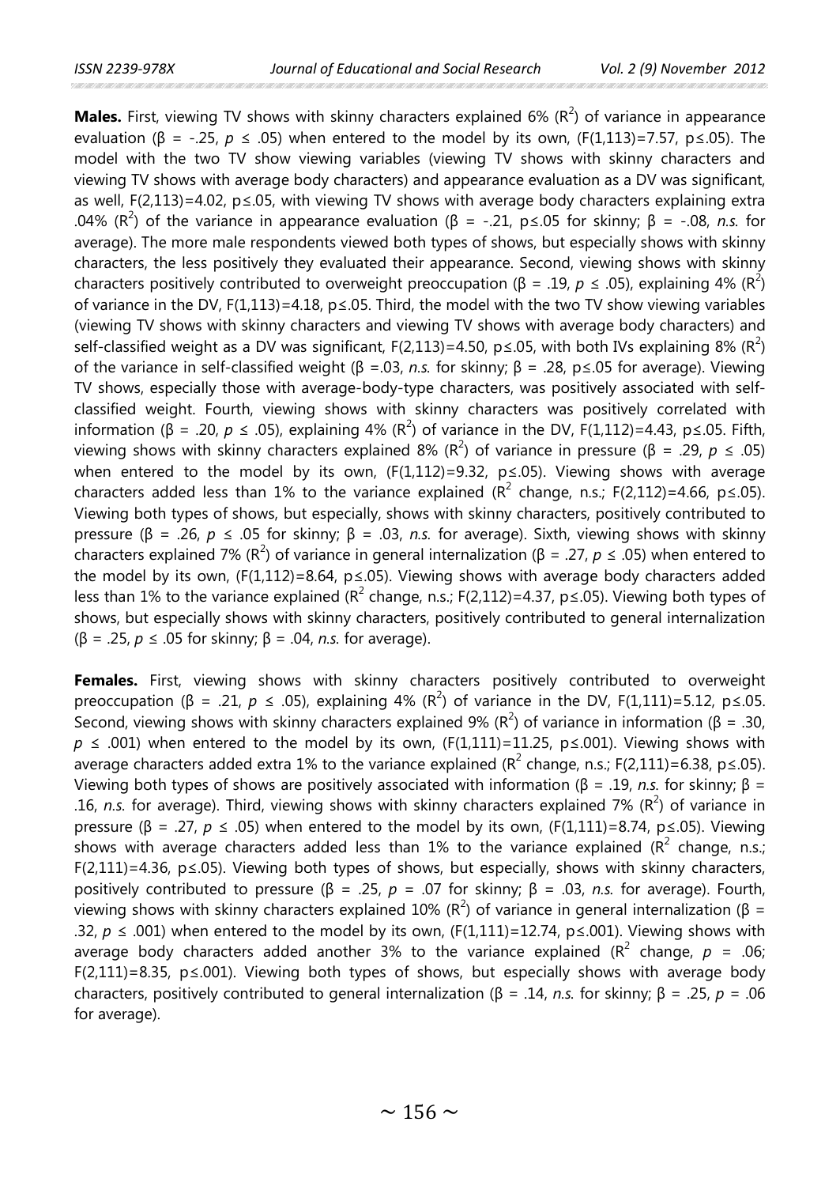**Males.** First, viewing TV shows with skinny characters explained 6% ($R^2$) of variance in appearance evaluation ($\beta$ = -.25, $p \leq .05$) when entered to the model by its own, ($F(1,113)=7.57$, $p \leq .05$). The model with the two TV show viewing variables (viewing TV shows with skinny characters and viewing TV shows with average body characters) and appearance evaluation as a DV was significant, as well, $F(2,113)=4.02$, $p \leq .05$, with viewing TV shows with average body characters explaining extra .04% ($R^2$) of the variance in appearance evaluation ($\beta$ = -.21, $p \leq .05$ for skinny; $\beta$ = -.08, *n.s.* for average). The more male respondents viewed both types of shows, but especially shows with skinny characters, the less positively they evaluated their appearance. Second, viewing shows with skinny characters positively contributed to overweight preoccupation ($\beta$ = .19, $p \leq .05$), explaining 4% ($R^2$) of variance in the DV, $F(1,113)=4.18$, $p \leq .05$. Third, the model with the two TV show viewing variables (viewing TV shows with skinny characters and viewing TV shows with average body characters) and self-classified weight as a DV was significant, $F(2,113)=4.50$, $p \leq .05$, with both IVs explaining 8% ($R^2$) of the variance in self-classified weight ($\beta$ =.03, *n.s.* for skinny; $\beta$ = .28, $p \leq .05$ for average). Viewing TV shows, especially those with average-body-type characters, was positively associated with self-classified weight. Fourth, viewing shows with skinny characters was positively correlated with information ($\beta$ = .20, $p \leq .05$), explaining 4% ($R^2$) of variance in the DV, $F(1,112)=4.43$, $p \leq .05$. Fifth, viewing shows with skinny characters explained 8% ($R^2$) of variance in pressure ($\beta$ = .29, $p \leq .05$) when entered to the model by its own, ($F(1,112)=9.32$, $p \leq .05$). Viewing shows with average characters added less than 1% to the variance explained ($R^2$ change, n.s.; $F(2,112)=4.66$, $p \leq .05$). Viewing both types of shows, but especially, shows with skinny characters, positively contributed to pressure ($\beta$ = .26, $p \leq .05$ for skinny; $\beta$ = .03, *n.s.* for average). Sixth, viewing shows with skinny characters explained 7% ($R^2$) of variance in general internalization ($\beta$ = .27, $p \leq .05$) when entered to the model by its own, ($F(1,112)=8.64$, $p \leq .05$). Viewing shows with average body characters added less than 1% to the variance explained ($R^2$ change, n.s.; $F(2,112)=4.37$, $p \leq .05$). Viewing both types of shows, but especially shows with skinny characters, positively contributed to general internalization ($\beta$ = .25, $p \leq .05$ for skinny; $\beta$ = .04, *n.s.* for average).

**Females.** First, viewing shows with skinny characters positively contributed to overweight preoccupation ($\beta$ = .21, $p \leq .05$), explaining 4% ($R^2$) of variance in the DV, $F(1,111)=5.12$, $p \leq .05$. Second, viewing shows with skinny characters explained 9% ($R^2$) of variance in information ($\beta$ = .30, $p \leq .001$) when entered to the model by its own, ($F(1,111)=11.25$, $p \leq .001$). Viewing shows with average characters added extra 1% to the variance explained ($R^2$ change, n.s.; $F(2,111)=6.38$, $p \leq .05$). Viewing both types of shows are positively associated with information ($\beta$ = .19, *n.s.* for skinny; $\beta$ = .16, *n.s.* for average). Third, viewing shows with skinny characters explained 7% ($R^2$) of variance in pressure ($\beta$ = .27, $p \leq .05$) when entered to the model by its own, ($F(1,111)=8.74$, $p \leq .05$). Viewing shows with average characters added less than 1% to the variance explained ($R^2$ change, n.s.; $F(2,111)=4.36$, $p \leq .05$). Viewing both types of shows, but especially, shows with skinny characters, positively contributed to pressure ($\beta$ = .25, $p$ = .07 for skinny; $\beta$ = .03, *n.s.* for average). Fourth, viewing shows with skinny characters explained 10% ($R^2$) of variance in general internalization ($\beta$ = .32, $p \leq .001$) when entered to the model by its own, ($F(1,111)=12.74$, $p \leq .001$). Viewing shows with average body characters added another 3% to the variance explained ($R^2$ change, $p$ = .06; $F(2,111)=8.35$, $p \leq .001$). Viewing both types of shows, but especially shows with average body characters, positively contributed to general internalization ($\beta$ = .14, *n.s.* for skinny; $\beta$ = .25, $p$ = .06 for average).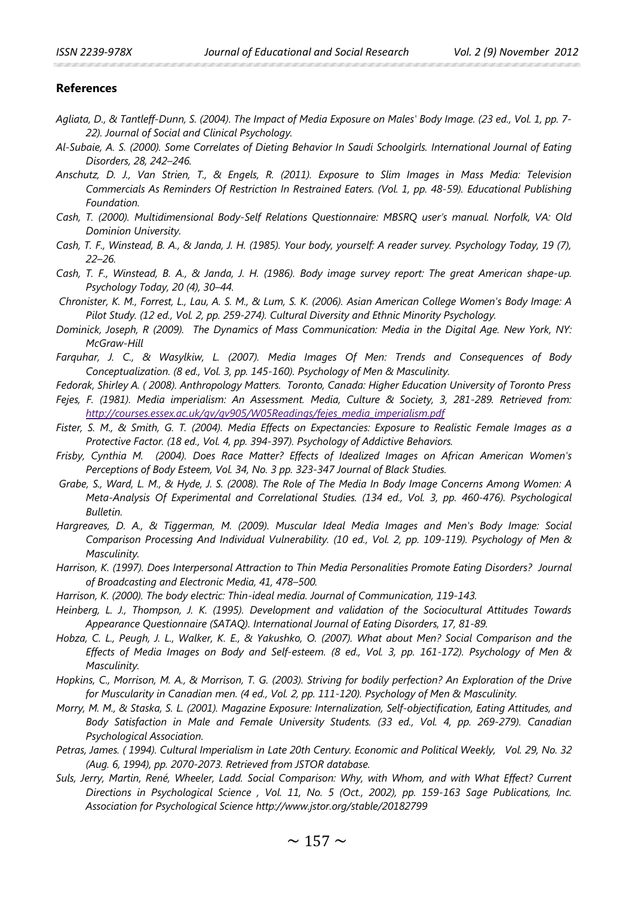## References

*Agliata, D., & Tantleff-Dunn, S. (2004). The Impact of Media Exposure on Males' Body Image. (23 ed., Vol. 1, pp. 7-22). Journal of Social and Clinical Psychology.*

*Al-Subaie, A. S. (2000). Some Correlates of Dieting Behavior In Saudi Schoolgirls. International Journal of Eating Disorders, 28, 242–246.*

*Anschutz, D. J., Van Strien, T., & Engels, R. (2011). Exposure to Slim Images in Mass Media: Television Commercials As Reminders Of Restriction In Restrained Eaters. (Vol. 1, pp. 48-59). Educational Publishing Foundation.*

*Cash, T. (2000). Multidimensional Body-Self Relations Questionnaire: MBSRQ user's manual. Norfolk, VA: Old Dominion University.*

*Cash, T. F., Winstead, B. A., & Janda, J. H. (1985). Your body, yourself: A reader survey. Psychology Today, 19 (7), 22–26.*

*Cash, T. F., Winstead, B. A., & Janda, J. H. (1986). Body image survey report: The great American shape-up. Psychology Today, 20 (4), 30–44.*

*Chronister, K. M., Forrest, L., Lau, A. S. M., & Lum, S. K. (2006). Asian American College Women's Body Image: A Pilot Study. (12 ed., Vol. 2, pp. 259-274). Cultural Diversity and Ethnic Minority Psychology.*

*Dominick, Joseph, R (2009). The Dynamics of Mass Communication: Media in the Digital Age. New York, NY: McGraw-Hill*

*Farquhar, J. C., & Wasylkiw, L. (2007). Media Images Of Men: Trends and Consequences of Body Conceptualization. (8 ed., Vol. 3, pp. 145-160). Psychology of Men & Masculinity.*

*Fedorak, Shirley A. ( 2008). Anthropology Matters. Toronto, Canada: Higher Education University of Toronto Press*

*Fejes, F. (1981). Media imperialism: An Assessment. Media, Culture & Society, 3, 281-289. Retrieved from: http://courses.essex.ac.uk/gv/gv905/W05Readings/fejes_media_imperialism.pdf*

*Fister, S. M., & Smith, G. T. (2004). Media Effects on Expectancies: Exposure to Realistic Female Images as a Protective Factor. (18 ed., Vol. 4, pp. 394-397). Psychology of Addictive Behaviors.*

*Frisby, Cynthia M. (2004). Does Race Matter? Effects of Idealized Images on African American Women's Perceptions of Body Esteem, Vol. 34, No. 3 pp. 323-347 Journal of Black Studies.*

*Grabe, S., Ward, L. M., & Hyde, J. S. (2008). The Role of The Media In Body Image Concerns Among Women: A Meta-Analysis Of Experimental and Correlational Studies. (134 ed., Vol. 3, pp. 460-476). Psychological Bulletin.*

*Hargreaves, D. A., & Tiggerman, M. (2009). Muscular Ideal Media Images and Men's Body Image: Social Comparison Processing And Individual Vulnerability. (10 ed., Vol. 2, pp. 109-119). Psychology of Men & Masculinity.*

*Harrison, K. (1997). Does Interpersonal Attraction to Thin Media Personalities Promote Eating Disorders? Journal of Broadcasting and Electronic Media, 41, 478–500.*

*Harrison, K. (2000). The body electric: Thin-ideal media. Journal of Communication, 119-143.*

*Heinberg, L. J., Thompson, J. K. (1995). Development and validation of the Sociocultural Attitudes Towards Appearance Questionnaire (SATAQ). International Journal of Eating Disorders, 17, 81-89.*

*Hobza, C. L., Peugh, J. L., Walker, K. E., & Yakushko, O. (2007). What about Men? Social Comparison and the Effects of Media Images on Body and Self-esteem. (8 ed., Vol. 3, pp. 161-172). Psychology of Men & Masculinity.*

*Hopkins, C., Morrison, M. A., & Morrison, T. G. (2003). Striving for bodily perfection? An Exploration of the Drive for Muscularity in Canadian men. (4 ed., Vol. 2, pp. 111-120). Psychology of Men & Masculinity.*

*Morry, M. M., & Staska, S. L. (2001). Magazine Exposure: Internalization, Self-objectification, Eating Attitudes, and Body Satisfaction in Male and Female University Students. (33 ed., Vol. 4, pp. 269-279). Canadian Psychological Association.*

*Petras, James. ( 1994). Cultural Imperialism in Late 20th Century. Economic and Political Weekly, Vol. 29, No. 32 (Aug. 6, 1994), pp. 2070-2073. Retrieved from JSTOR database.*

*Suls, Jerry, Martin, René, Wheeler, Ladd. Social Comparison: Why, with Whom, and with What Effect? Current Directions in Psychological Science , Vol. 11, No. 5 (Oct., 2002), pp. 159-163 Sage Publications, Inc. Association for Psychological Science http://www.jstor.org/stable/20182799*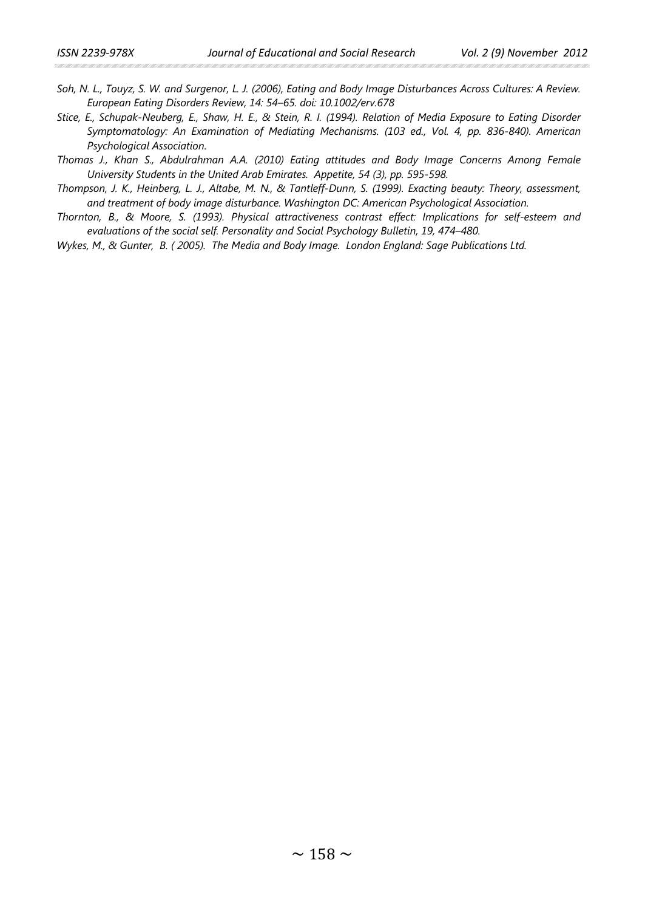*Soh, N. L., Touyz, S. W. and Surgenor, L. J. (2006), Eating and Body Image Disturbances Across Cultures: A Review. European Eating Disorders Review, 14: 54–65. doi: 10.1002/erv.678*

*Stice, E., Schupak-Neuberg, E., Shaw, H. E., & Stein, R. I. (1994). Relation of Media Exposure to Eating Disorder Symptomatology: An Examination of Mediating Mechanisms. (103 ed., Vol. 4, pp. 836-840). American Psychological Association.*

*Thomas J., Khan S., Abdulrahman A.A. (2010) Eating attitudes and Body Image Concerns Among Female University Students in the United Arab Emirates. Appetite, 54 (3), pp. 595-598.*

*Thompson, J. K., Heinberg, L. J., Altabe, M. N., & Tantleff-Dunn, S. (1999). Exacting beauty: Theory, assessment, and treatment of body image disturbance. Washington DC: American Psychological Association.*

*Thornton, B., & Moore, S. (1993). Physical attractiveness contrast effect: Implications for self-esteem and evaluations of the social self. Personality and Social Psychology Bulletin, 19, 474–480.*

*Wykes, M., & Gunter, B. ( 2005). The Media and Body Image. London England: Sage Publications Ltd.*